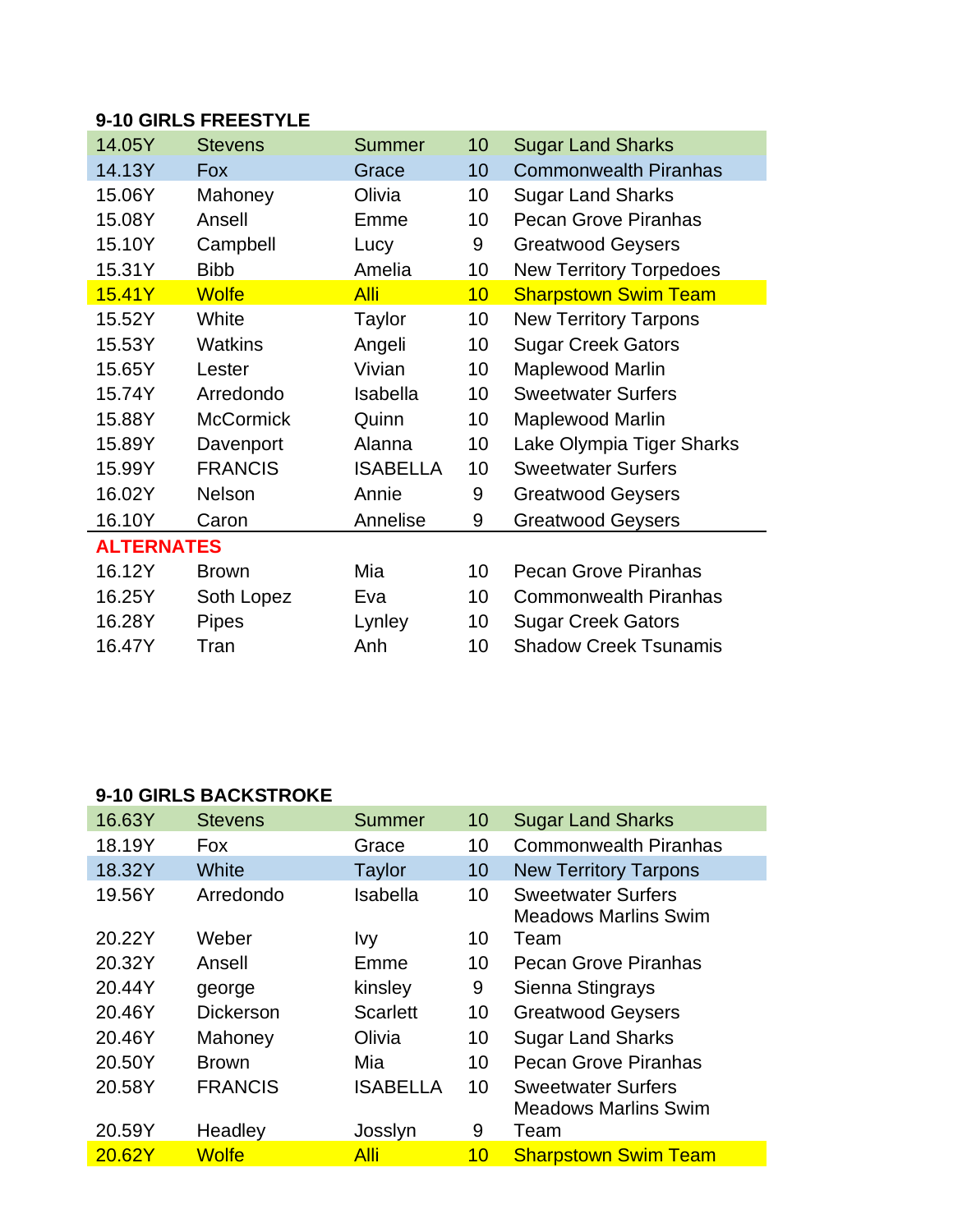### 9-10 GIRLS FREESTYLE

| Time | Last Name | First Name | Age | Team |
|---|---|---|---|---|
| 14.05Y | Stevens | Summer | 10 | Sugar Land Sharks |
| 14.13Y | Fox | Grace | 10 | Commonwealth Piranhas |
| 15.06Y | Mahoney | Olivia | 10 | Sugar Land Sharks |
| 15.08Y | Ansell | Emme | 10 | Pecan Grove Piranhas |
| 15.10Y | Campbell | Lucy | 9 | Greatwood Geysers |
| 15.31Y | Bibb | Amelia | 10 | New Territory Torpedoes |
| 15.41Y | Wolfe | Alli | 10 | Sharpstown Swim Team |
| 15.52Y | White | Taylor | 10 | New Territory Tarpons |
| 15.53Y | Watkins | Angeli | 10 | Sugar Creek Gators |
| 15.65Y | Lester | Vivian | 10 | Maplewood Marlin |
| 15.74Y | Arredondo | Isabella | 10 | Sweetwater Surfers |
| 15.88Y | McCormick | Quinn | 10 | Maplewood Marlin |
| 15.89Y | Davenport | Alanna | 10 | Lake Olympia Tiger Sharks |
| 15.99Y | FRANCIS | ISABELLA | 10 | Sweetwater Surfers |
| 16.02Y | Nelson | Annie | 9 | Greatwood Geysers |
| 16.10Y | Caron | Annelise | 9 | Greatwood Geysers |
| **ALTERNATES** | | | | |
| 16.12Y | Brown | Mia | 10 | Pecan Grove Piranhas |
| 16.25Y | Soth Lopez | Eva | 10 | Commonwealth Piranhas |
| 16.28Y | Pipes | Lynley | 10 | Sugar Creek Gators |
| 16.47Y | Tran | Anh | 10 | Shadow Creek Tsunamis |

### 9-10 GIRLS BACKSTROKE

| Time | Last Name | First Name | Age | Team |
|---|---|---|---|---|
| 16.63Y | Stevens | Summer | 10 | Sugar Land Sharks |
| 18.19Y | Fox | Grace | 10 | Commonwealth Piranhas |
| 18.32Y | White | Taylor | 10 | New Territory Tarpons |
| 19.56Y | Arredondo | Isabella | 10 | Sweetwater Surfers |
| 20.22Y | Weber | Ivy | 10 | Meadows Marlins Swim Team |
| 20.32Y | Ansell | Emme | 10 | Pecan Grove Piranhas |
| 20.44Y | george | kinsley | 9 | Sienna Stingrays |
| 20.46Y | Dickerson | Scarlett | 10 | Greatwood Geysers |
| 20.46Y | Mahoney | Olivia | 10 | Sugar Land Sharks |
| 20.50Y | Brown | Mia | 10 | Pecan Grove Piranhas |
| 20.58Y | FRANCIS | ISABELLA | 10 | Sweetwater Surfers |
| 20.59Y | Headley | Josslyn | 9 | Meadows Marlins Swim Team |
| 20.62Y | Wolfe | Alli | 10 | Sharpstown Swim Team |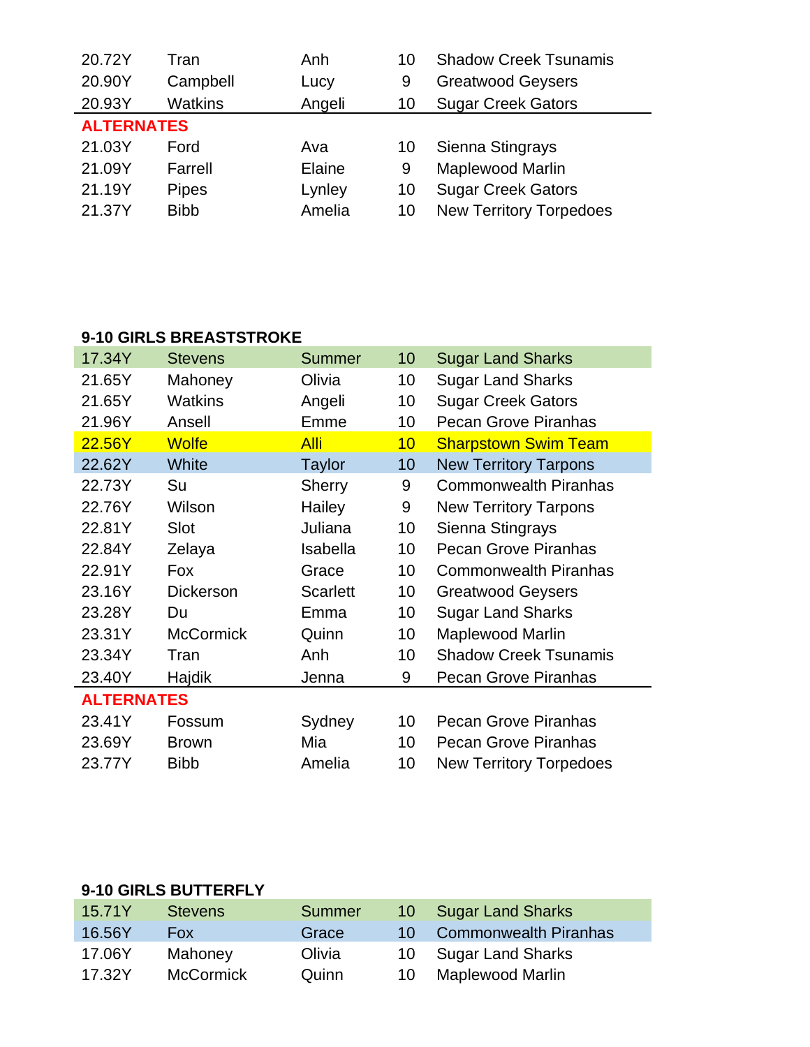| | | | | |
|---|---|---|---|---|
| 20.72Y | Tran | Anh | 10 | Shadow Creek Tsunamis |
| 20.90Y | Campbell | Lucy | 9 | Greatwood Geysers |
| 20.93Y | Watkins | Angeli | 10 | Sugar Creek Gators |
| **ALTERNATES** | | | | |
| 21.03Y | Ford | Ava | 10 | Sienna Stingrays |
| 21.09Y | Farrell | Elaine | 9 | Maplewood Marlin |
| 21.19Y | Pipes | Lynley | 10 | Sugar Creek Gators |
| 21.37Y | Bibb | Amelia | 10 | New Territory Torpedoes |

**9-10 GIRLS BREASTSTROKE**

| | | | | |
|---|---|---|---|---|
| 17.34Y | Stevens | Summer | 10 | Sugar Land Sharks |
| 21.65Y | Mahoney | Olivia | 10 | Sugar Land Sharks |
| 21.65Y | Watkins | Angeli | 10 | Sugar Creek Gators |
| 21.96Y | Ansell | Emme | 10 | Pecan Grove Piranhas |
| 22.56Y | Wolfe | Alli | 10 | Sharpstown Swim Team |
| 22.62Y | White | Taylor | 10 | New Territory Tarpons |
| 22.73Y | Su | Sherry | 9 | Commonwealth Piranhas |
| 22.76Y | Wilson | Hailey | 9 | New Territory Tarpons |
| 22.81Y | Slot | Juliana | 10 | Sienna Stingrays |
| 22.84Y | Zelaya | Isabella | 10 | Pecan Grove Piranhas |
| 22.91Y | Fox | Grace | 10 | Commonwealth Piranhas |
| 23.16Y | Dickerson | Scarlett | 10 | Greatwood Geysers |
| 23.28Y | Du | Emma | 10 | Sugar Land Sharks |
| 23.31Y | McCormick | Quinn | 10 | Maplewood Marlin |
| 23.34Y | Tran | Anh | 10 | Shadow Creek Tsunamis |
| 23.40Y | Hajdik | Jenna | 9 | Pecan Grove Piranhas |
| **ALTERNATES** | | | | |
| 23.41Y | Fossum | Sydney | 10 | Pecan Grove Piranhas |
| 23.69Y | Brown | Mia | 10 | Pecan Grove Piranhas |
| 23.77Y | Bibb | Amelia | 10 | New Territory Torpedoes |

**9-10 GIRLS BUTTERFLY**

| | | | | |
|---|---|---|---|---|
| 15.71Y | Stevens | Summer | 10 | Sugar Land Sharks |
| 16.56Y | Fox | Grace | 10 | Commonwealth Piranhas |
| 17.06Y | Mahoney | Olivia | 10 | Sugar Land Sharks |
| 17.32Y | McCormick | Quinn | 10 | Maplewood Marlin |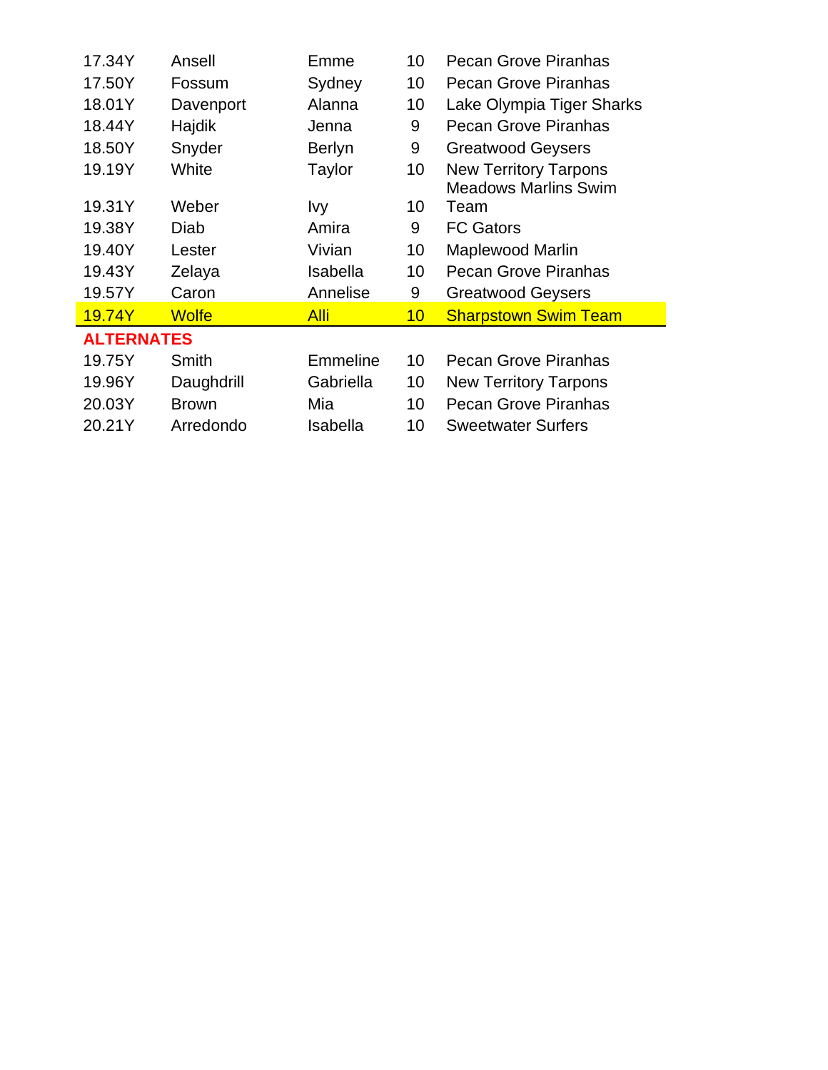| | | | | |
|---|---|---|---|---|
| 17.34Y | Ansell | Emme | 10 | Pecan Grove Piranhas |
| 17.50Y | Fossum | Sydney | 10 | Pecan Grove Piranhas |
| 18.01Y | Davenport | Alanna | 10 | Lake Olympia Tiger Sharks |
| 18.44Y | Hajdik | Jenna | 9 | Pecan Grove Piranhas |
| 18.50Y | Snyder | Berlyn | 9 | Greatwood Geysers |
| 19.19Y | White | Taylor | 10 | New Territory Tarpons |
| 19.31Y | Weber | Ivy | 10 | Meadows Marlins Swim Team |
| 19.38Y | Diab | Amira | 9 | FC Gators |
| 19.40Y | Lester | Vivian | 10 | Maplewood Marlin |
| 19.43Y | Zelaya | Isabella | 10 | Pecan Grove Piranhas |
| 19.57Y | Caron | Annelise | 9 | Greatwood Geysers |
| 19.74Y | Wolfe | Alli | 10 | Sharpstown Swim Team |
| **ALTERNATES** | | | | |
| 19.75Y | Smith | Emmeline | 10 | Pecan Grove Piranhas |
| 19.96Y | Daughdrill | Gabriella | 10 | New Territory Tarpons |
| 20.03Y | Brown | Mia | 10 | Pecan Grove Piranhas |
| 20.21Y | Arredondo | Isabella | 10 | Sweetwater Surfers |